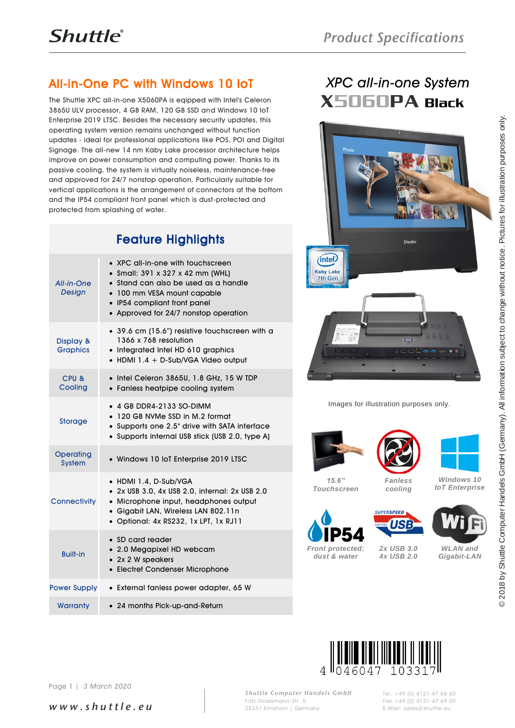Shuttle

Product Specifications

# All-in-One PC with Windows 10 IoT

The Shuttle XPC all-in-one X5060PA is eqipped with Intel's Celeron 3865U ULV processor, 4 GB RAM, 120 GB SSD and Windows 10 IoT Enterprise 2019 LTSC. Besides the necessary security updates, this operating system version remains unchanged without function updates - ideal for professional applications like POS, POI and Digital Signage. The all-new 14 nm Kaby Lake processor architecture helps improve on power consumption and computing power. Thanks to its passive cooling, the system is virtually noiseless, maintenance-free and approved for 24/7 nonstop operation. Particularly suitable for vertical applications is the arrangement of connectors at the bottom and the IP54 compliant front panel which is dust-protected and protected from splashing of water.

## Feature Highlights

| | |
|---|---|
| *All-in-One Design* | • XPC all-in-one with touchscreen<br>• Small: 391 x 327 x 42 mm (WHL)<br>• Stand can also be used as a handle<br>• 100 mm VESA mount capable<br>• IP54 compliant front panel<br>• Approved for 24/7 nonstop operation |
| Display & Graphics | • 39.6 cm (15.6") resistive touchscreen with a 1366 x 768 resolution<br>• Integrated Intel HD 610 graphics<br>• HDMI 1.4 + D-Sub/VGA Video output |
| CPU & Cooling | • Intel Celeron 3865U, 1.8 GHz, 15 W TDP<br>• Fanless heatpipe cooling system |
| Storage | • 4 GB DDR4-2133 SO-DIMM<br>• 120 GB NVMe SSD in M.2 format<br>• Supports one 2.5" drive with SATA interface<br>• Supports internal USB stick (USB 2.0, type A) |
| Operating System | • Windows 10 IoT Enterprise 2019 LTSC |
| Connectivity | • HDMI 1.4, D-Sub/VGA<br>• 2x USB 3.0, 4x USB 2.0, internal: 2x USB 2.0<br>• Microphone input, headphones output<br>• Gigabit LAN, Wireless LAN 802.11n<br>• Optional: 4x RS232, 1x LPT, 1x RJ11 |
| Built-in | • SD card reader<br>• 2.0 Megapixel HD webcam<br>• 2x 2 W speakers<br>• Electret Condenser Microphone |
| Power Supply | • External fanless power adapter, 65 W |
| Warranty | • 24 months Pick-up-and-Return |

*XPC all-in-one System*

**X5060PA Black**

Images for illustration purposes only.

*15.6" Touchscreen* · *Fanless cooling* · *Windows 10 IoT Enterprise*

*Front protected: dust & water* · *2x USB 3.0 4x USB 2.0* · *WLAN and Gigabit-LAN*

4 046047 103317

© 2018 by Shuttle Computer Handels GmbH (Germany). All information subject to change without notice. Pictures for illustration purposes only.

Page 1 | 3 March 2020

www.shuttle.eu

Shuttle Computer Handels GmbH
Fritz-Strassmann-Str. 5
25337 Elmshorn | Germany

Tel. +49 (0) 4121-47 68 60
Fax +49 (0) 4121-47 69 00
E-Mail: sales@shuttle.eu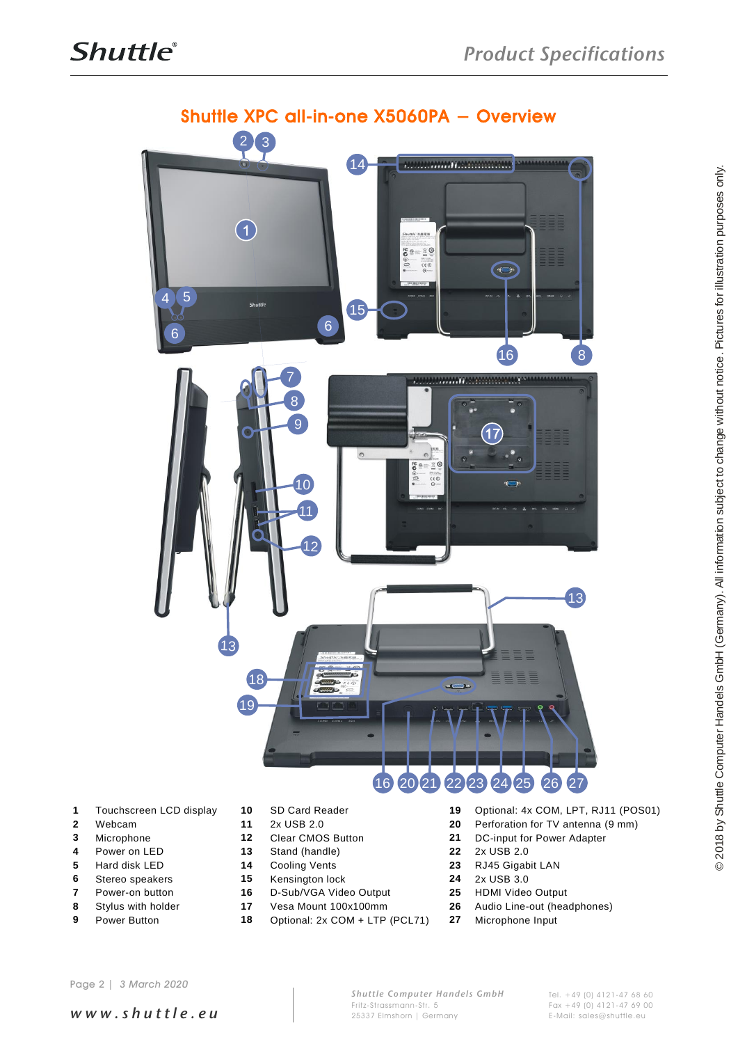## Shuttle XPC all-in-one X5060PA – Overview

| | | | | | | | |
|---|---|---|---|---|---|---|---|
| **1** | Touchscreen LCD display | **10** | SD Card Reader | **19** | Optional: 4x COM, LPT, RJ11 (POS01) |
| **2** | Webcam | **11** | 2x USB 2.0 | **20** | Perforation for TV antenna (9 mm) |
| **3** | Microphone | **12** | Clear CMOS Button | **21** | DC-input for Power Adapter |
| **4** | Power on LED | **13** | Stand (handle) | **22** | 2x USB 2.0 |
| **5** | Hard disk LED | **14** | Cooling Vents | **23** | RJ45 Gigabit LAN |
| **6** | Stereo speakers | **15** | Kensington lock | **24** | 2x USB 3.0 |
| **7** | Power-on button | **16** | D-Sub/VGA Video Output | **25** | HDMI Video Output |
| **8** | Stylus with holder | **17** | Vesa Mount 100x100mm | **26** | Audio Line-out (headphones) |
| **9** | Power Button | **18** | Optional: 2x COM + LTP (PCL71) | **27** | Microphone Input |

© 2018 by Shuttle Computer Handels GmbH (Germany). All information subject to change without notice. Pictures for illustration purposes only.

3 March 2020

www.shuttle.eu

Shuttle Computer Handels GmbH
Fritz-Strassmann-Str. 5
25337 Elmshorn | Germany

Tel. +49 (0) 4121-47 68 60
Fax +49 (0) 4121-47 69 00
E-Mail: sales@shuttle.eu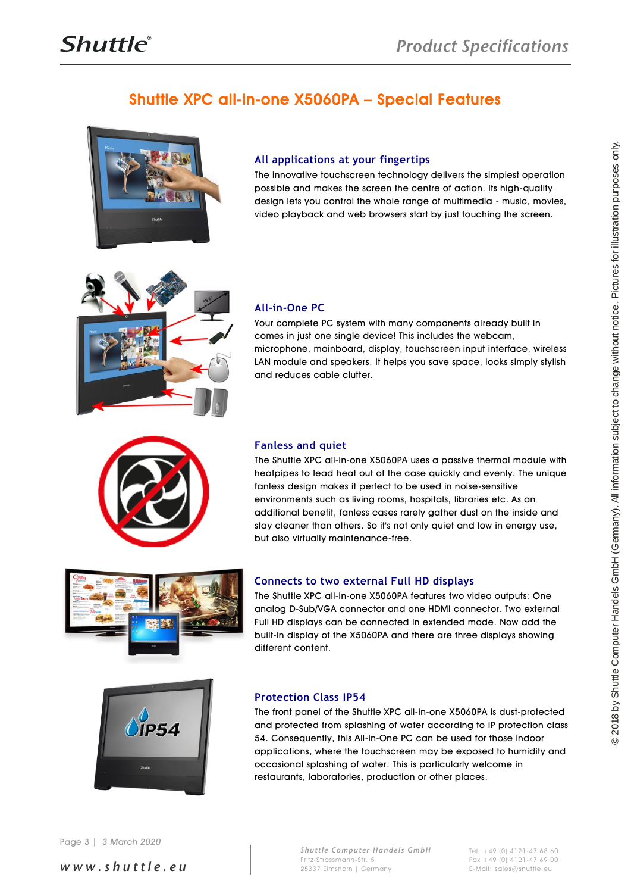# Shuttle XPC all-in-one X5060PA – Special Features

## All applications at your fingertips

The innovative touchscreen technology delivers the simplest operation possible and makes the screen the centre of action. Its high-quality design lets you control the whole range of multimedia - music, movies, video playback and web browsers start by just touching the screen.

## All-in-One PC

Your complete PC system with many components already built in comes in just one single device! This includes the webcam, microphone, mainboard, display, touchscreen input interface, wireless LAN module and speakers. It helps you save space, looks simply stylish and reduces cable clutter.

## Fanless and quiet

The Shuttle XPC all-in-one X5060PA uses a passive thermal module with heatpipes to lead heat out of the case quickly and evenly. The unique fanless design makes it perfect to be used in noise-sensitive environments such as living rooms, hospitals, libraries etc. As an additional benefit, fanless cases rarely gather dust on the inside and stay cleaner than others. So it's not only quiet and low in energy use, but also virtually maintenance-free.

## Connects to two external Full HD displays

The Shuttle XPC all-in-one X5060PA features two video outputs: One analog D-Sub/VGA connector and one HDMI connector. Two external Full HD displays can be connected in extended mode. Now add the built-in display of the X5060PA and there are three displays showing different content.

## Protection Class IP54

The front panel of the Shuttle XPC all-in-one X5060PA is dust-protected and protected from splashing of water according to IP protection class 54. Consequently, this All-in-One PC can be used for those indoor applications, where the touchscreen may be exposed to humidity and occasional splashing of water. This is particularly welcome in restaurants, laboratories, production or other places.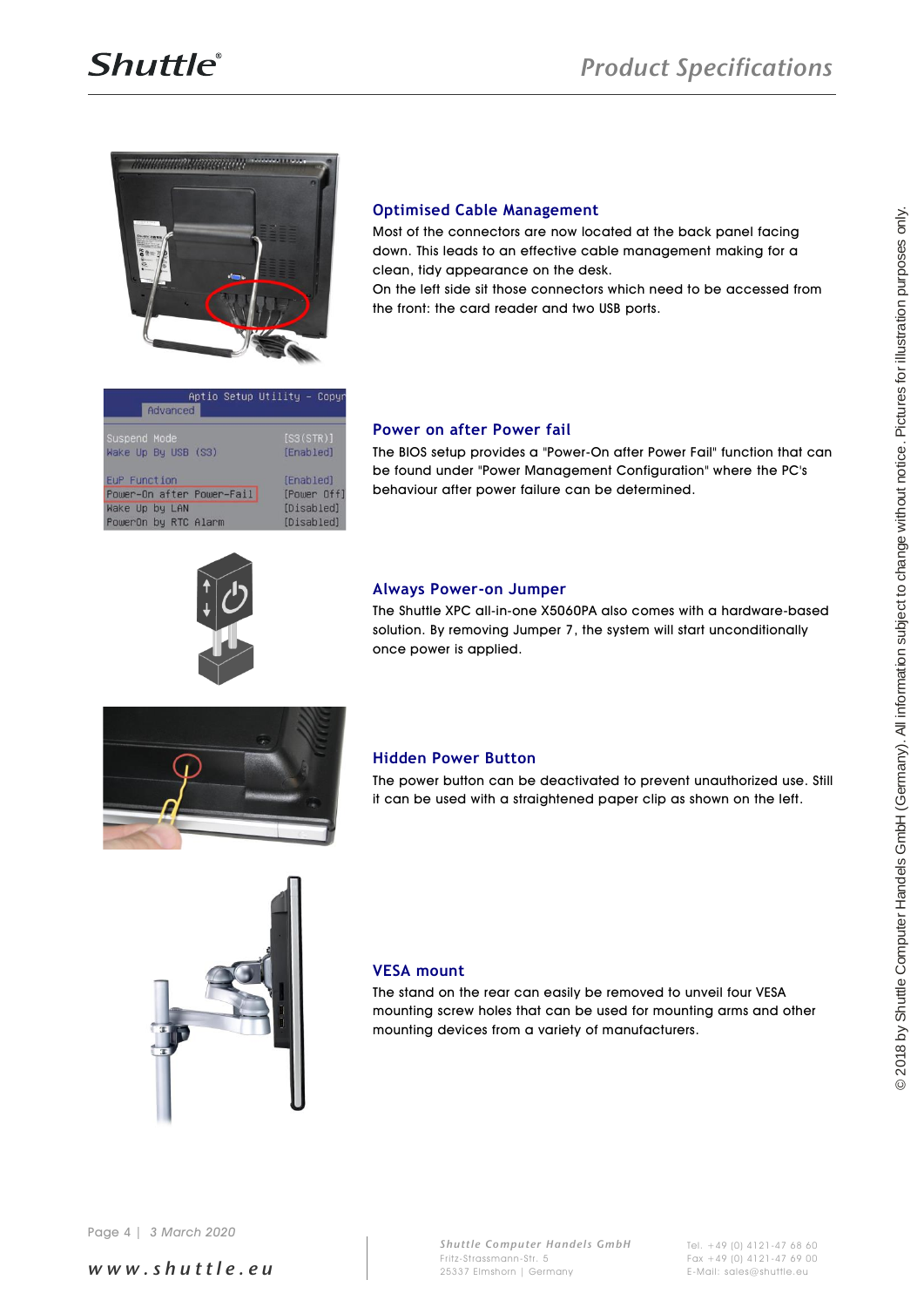## Optimised Cable Management

Most of the connectors are now located at the back panel facing down. This leads to an effective cable management making for a clean, tidy appearance on the desk.
On the left side sit those connectors which need to be accessed from the front: the card reader and two USB ports.

## Power on after Power fail

The BIOS setup provides a "Power-On after Power Fail" function that can be found under "Power Management Configuration" where the PC's behaviour after power failure can be determined.

## Always Power-on Jumper

The Shuttle XPC all-in-one X5060PA also comes with a hardware-based solution. By removing Jumper 7, the system will start unconditionally once power is applied.

## Hidden Power Button

The power button can be deactivated to prevent unauthorized use. Still it can be used with a straightened paper clip as shown on the left.

## VESA mount

The stand on the rear can easily be removed to unveil four VESA mounting screw holes that can be used for mounting arms and other mounting devices from a variety of manufacturers.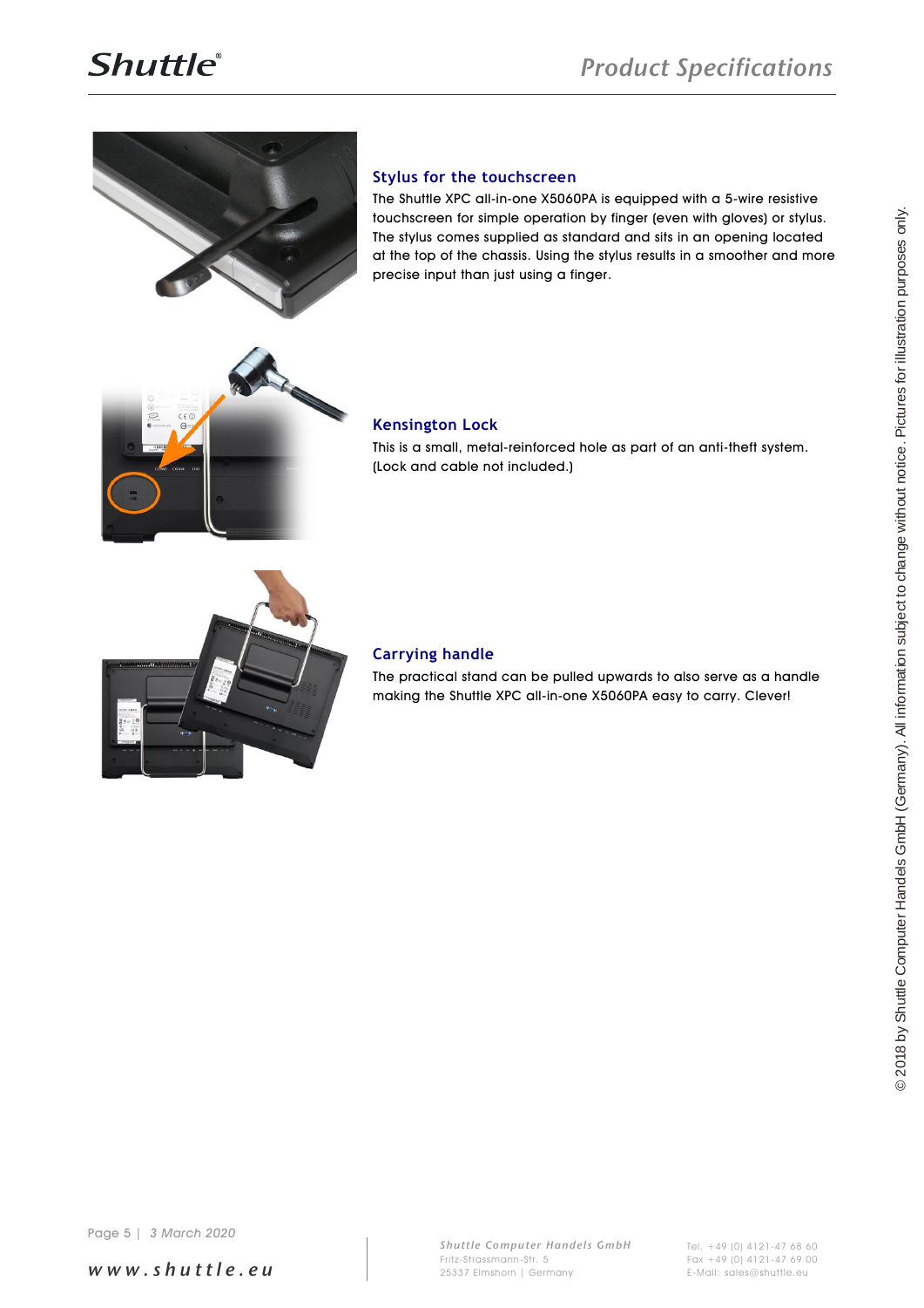## Stylus for the touchscreen

The Shuttle XPC all-in-one X5060PA is equipped with a 5-wire resistive touchscreen for simple operation by finger (even with gloves) or stylus. The stylus comes supplied as standard and sits in an opening located at the top of the chassis. Using the stylus results in a smoother and more precise input than just using a finger.

## Kensington Lock

This is a small, metal-reinforced hole as part of an anti-theft system. (Lock and cable not included.)

## Carrying handle

The practical stand can be pulled upwards to also serve as a handle making the Shuttle XPC all-in-one X5060PA easy to carry. Clever!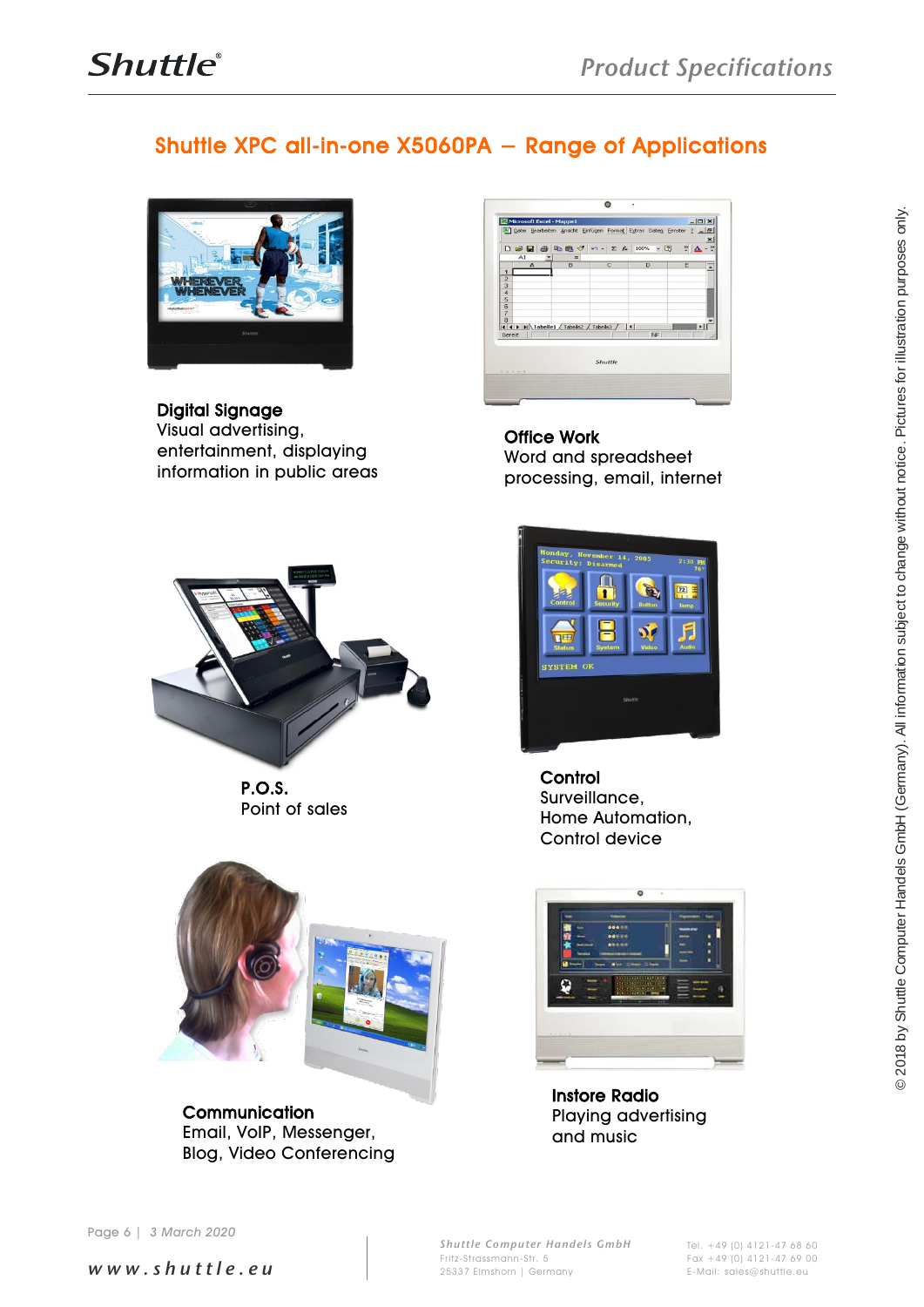## Shuttle XPC all-in-one X5060PA – Range of Applications

**Digital Signage**
Visual advertising, entertainment, displaying information in public areas

**Office Work**
Word and spreadsheet processing, email, internet

**P.O.S.**
Point of sales

**Control**
Surveillance, Home Automation, Control device

**Communication**
Email, VoIP, Messenger, Blog, Video Conferencing

**Instore Radio**
Playing advertising and music

© 2018 by Shuttle Computer Handels GmbH (Germany). All information subject to change without notice. Pictures for illustration purposes only.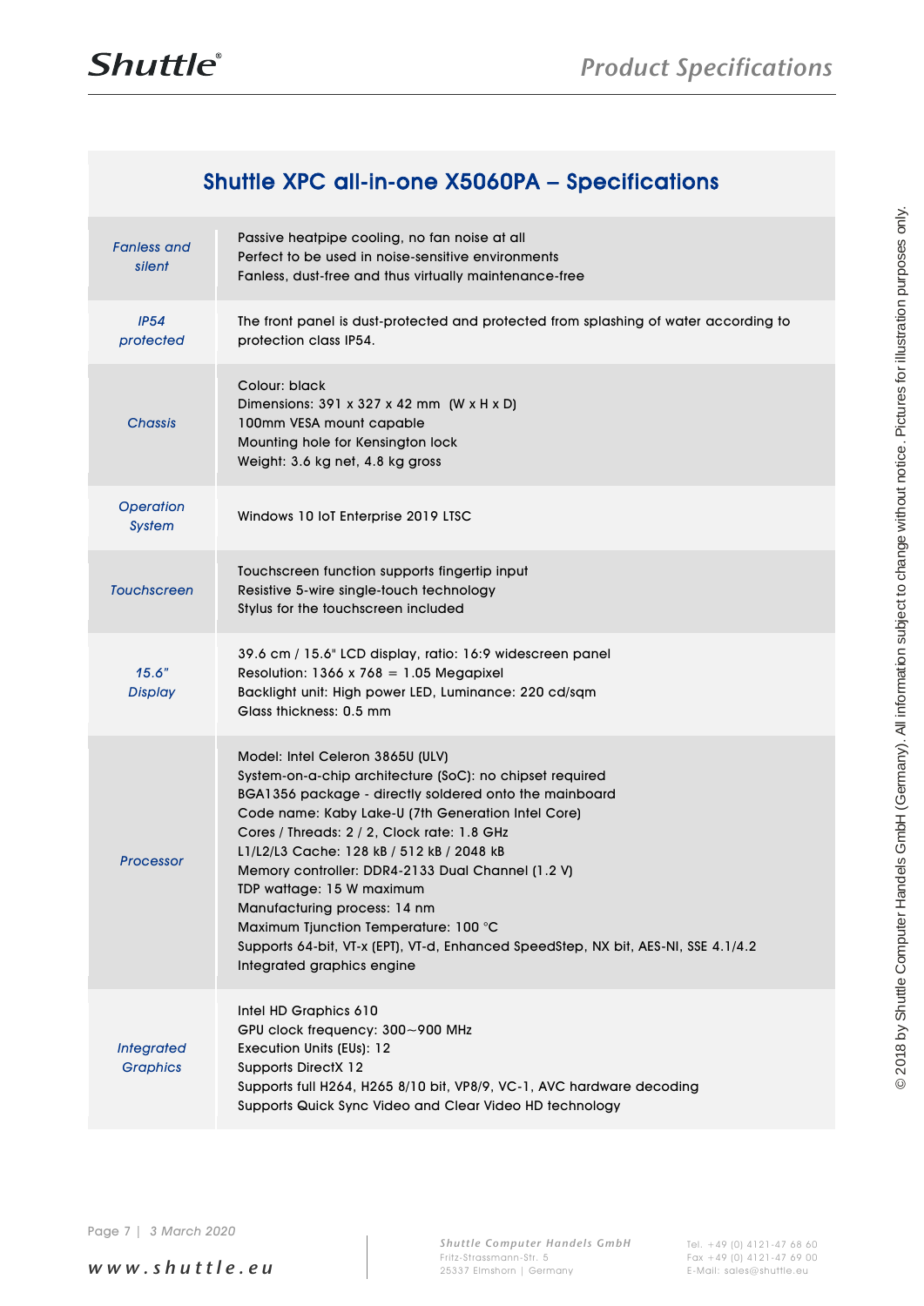## Shuttle XPC all-in-one X5060PA – Specifications

| | |
|---|---|
| *Fanless and silent* | Passive heatpipe cooling, no fan noise at all<br>Perfect to be used in noise-sensitive environments<br>Fanless, dust-free and thus virtually maintenance-free |
| *IP54 protected* | The front panel is dust-protected and protected from splashing of water according to protection class IP54. |
| *Chassis* | Colour: black<br>Dimensions: 391 x 327 x 42 mm (W x H x D)<br>100mm VESA mount capable<br>Mounting hole for Kensington lock<br>Weight: 3.6 kg net, 4.8 kg gross |
| *Operation System* | Windows 10 IoT Enterprise 2019 LTSC |
| *Touchscreen* | Touchscreen function supports fingertip input<br>Resistive 5-wire single-touch technology<br>Stylus for the touchscreen included |
| *15.6" Display* | 39.6 cm / 15.6" LCD display, ratio: 16:9 widescreen panel<br>Resolution: 1366 x 768 = 1.05 Megapixel<br>Backlight unit: High power LED, Luminance: 220 cd/sqm<br>Glass thickness: 0.5 mm |
| *Processor* | Model: Intel Celeron 3865U (ULV)<br>System-on-a-chip architecture (SoC): no chipset required<br>BGA1356 package - directly soldered onto the mainboard<br>Code name: Kaby Lake-U (7th Generation Intel Core)<br>Cores / Threads: 2 / 2, Clock rate: 1.8 GHz<br>L1/L2/L3 Cache: 128 kB / 512 kB / 2048 kB<br>Memory controller: DDR4-2133 Dual Channel (1.2 V)<br>TDP wattage: 15 W maximum<br>Manufacturing process: 14 nm<br>Maximum Tjunction Temperature: 100 °C<br>Supports 64-bit, VT-x (EPT), VT-d, Enhanced SpeedStep, NX bit, AES-NI, SSE 4.1/4.2<br>Integrated graphics engine |
| *Integrated Graphics* | Intel HD Graphics 610<br>GPU clock frequency: 300~900 MHz<br>Execution Units (EUs): 12<br>Supports DirectX 12<br>Supports full H264, H265 8/10 bit, VP8/9, VC-1, AVC hardware decoding<br>Supports Quick Sync Video and Clear Video HD technology |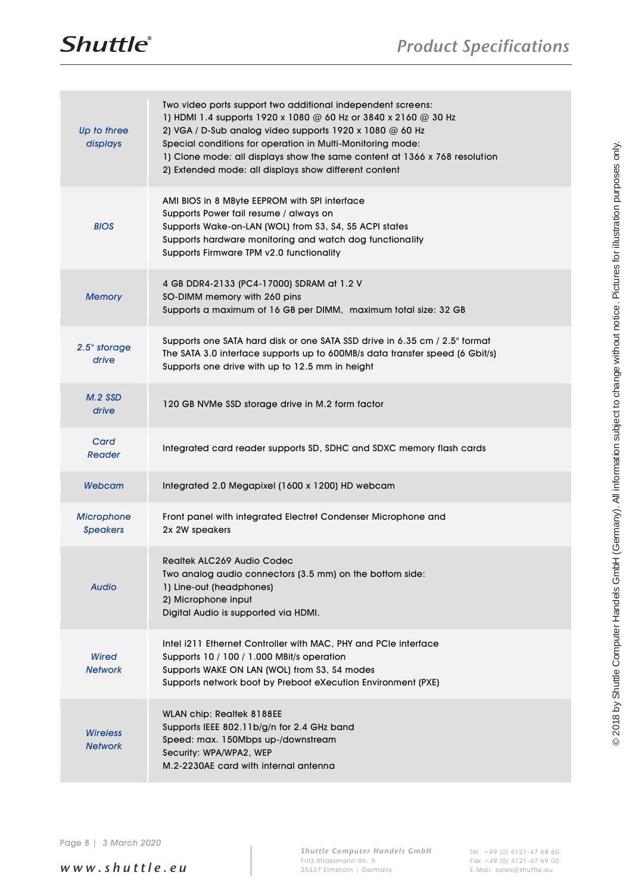| | |
|---|---|
| *Up to three displays* | Two video ports support two additional independent screens:<br>1) HDMI 1.4 supports 1920 x 1080 @ 60 Hz or 3840 x 2160 @ 30 Hz<br>2) VGA / D-Sub analog video supports 1920 x 1080 @ 60 Hz<br>Special conditions for operation in Multi-Monitoring mode:<br>1) Clone mode: all displays show the same content at 1366 x 768 resolution<br>2) Extended mode: all displays show different content |
| *BIOS* | AMI BIOS in 8 MByte EEPROM with SPI interface<br>Supports Power fail resume / always on<br>Supports Wake-on-LAN (WOL) from S3, S4, S5 ACPI states<br>Supports hardware monitoring and watch dog functionality<br>Supports Firmware TPM v2.0 functionality |
| *Memory* | 4 GB DDR4-2133 (PC4-17000) SDRAM at 1.2 V<br>SO-DIMM memory with 260 pins<br>Supports a maximum of 16 GB per DIMM, maximum total size: 32 GB |
| *2.5" storage drive* | Supports one SATA hard disk or one SATA SSD drive in 6.35 cm / 2.5" format<br>The SATA 3.0 interface supports up to 600MB/s data transfer speed (6 Gbit/s)<br>Supports one drive with up to 12.5 mm in height |
| *M.2 SSD drive* | 120 GB NVMe SSD storage drive in M.2 form factor |
| *Card Reader* | Integrated card reader supports SD, SDHC and SDXC memory flash cards |
| *Webcam* | Integrated 2.0 Megapixel (1600 x 1200) HD webcam |
| *Microphone Speakers* | Front panel with integrated Electret Condenser Microphone and<br>2x 2W speakers |
| *Audio* | Realtek ALC269 Audio Codec<br>Two analog audio connectors (3.5 mm) on the bottom side:<br>1) Line-out (headphones)<br>2) Microphone input<br>Digital Audio is supported via HDMI. |
| *Wired Network* | Intel i211 Ethernet Controller with MAC, PHY and PCIe interface<br>Supports 10 / 100 / 1.000 MBit/s operation<br>Supports WAKE ON LAN (WOL) from S3, S4 modes<br>Supports network boot by Preboot eXecution Environment (PXE) |
| *Wireless Network* | WLAN chip: Realtek 8188EE<br>Supports IEEE 802.11b/g/n for 2.4 GHz band<br>Speed: max. 150Mbps up-/downstream<br>Security: WPA/WPA2, WEP<br>M.2-2230AE card with internal antenna |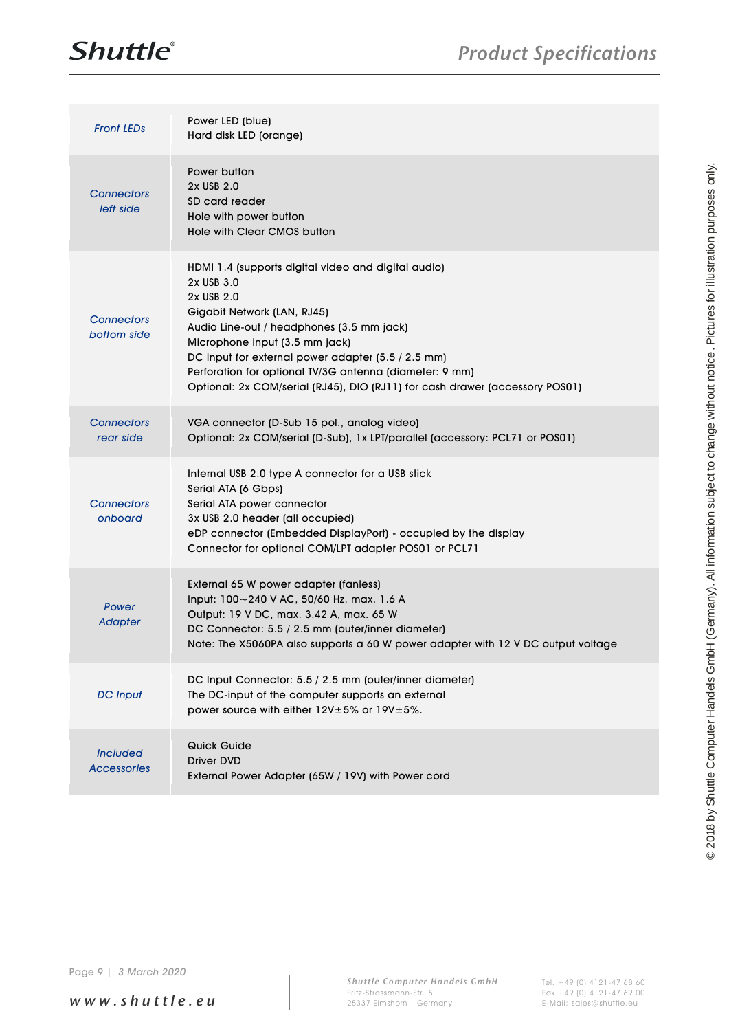| | |
|---|---|
| *Front LEDs* | Power LED (blue)<br>Hard disk LED (orange) |
| *Connectors left side* | Power button<br>2x USB 2.0<br>SD card reader<br>Hole with power button<br>Hole with Clear CMOS button |
| *Connectors bottom side* | HDMI 1.4 (supports digital video and digital audio)<br>2x USB 3.0<br>2x USB 2.0<br>Gigabit Network (LAN, RJ45)<br>Audio Line-out / headphones (3.5 mm jack)<br>Microphone input (3.5 mm jack)<br>DC input for external power adapter (5.5 / 2.5 mm)<br>Perforation for optional TV/3G antenna (diameter: 9 mm)<br>Optional: 2x COM/serial (RJ45), DIO (RJ11) for cash drawer (accessory POS01) |
| *Connectors rear side* | VGA connector (D-Sub 15 pol., analog video)<br>Optional: 2x COM/serial (D-Sub), 1x LPT/parallel (accessory: PCL71 or POS01) |
| *Connectors onboard* | Internal USB 2.0 type A connector for a USB stick<br>Serial ATA (6 Gbps)<br>Serial ATA power connector<br>3x USB 2.0 header (all occupied)<br>eDP connector (Embedded DisplayPort) - occupied by the display<br>Connector for optional COM/LPT adapter POS01 or PCL71 |
| *Power Adapter* | External 65 W power adapter (fanless)<br>Input: 100~240 V AC, 50/60 Hz, max. 1.6 A<br>Output: 19 V DC, max. 3.42 A, max. 65 W<br>DC Connector: 5.5 / 2.5 mm (outer/inner diameter)<br>Note: The X5060PA also supports a 60 W power adapter with 12 V DC output voltage |
| *DC Input* | DC Input Connector: 5.5 / 2.5 mm (outer/inner diameter)<br>The DC-input of the computer supports an external power source with either 12V±5% or 19V±5%. |
| *Included Accessories* | Quick Guide<br>Driver DVD<br>External Power Adapter (65W / 19V) with Power cord |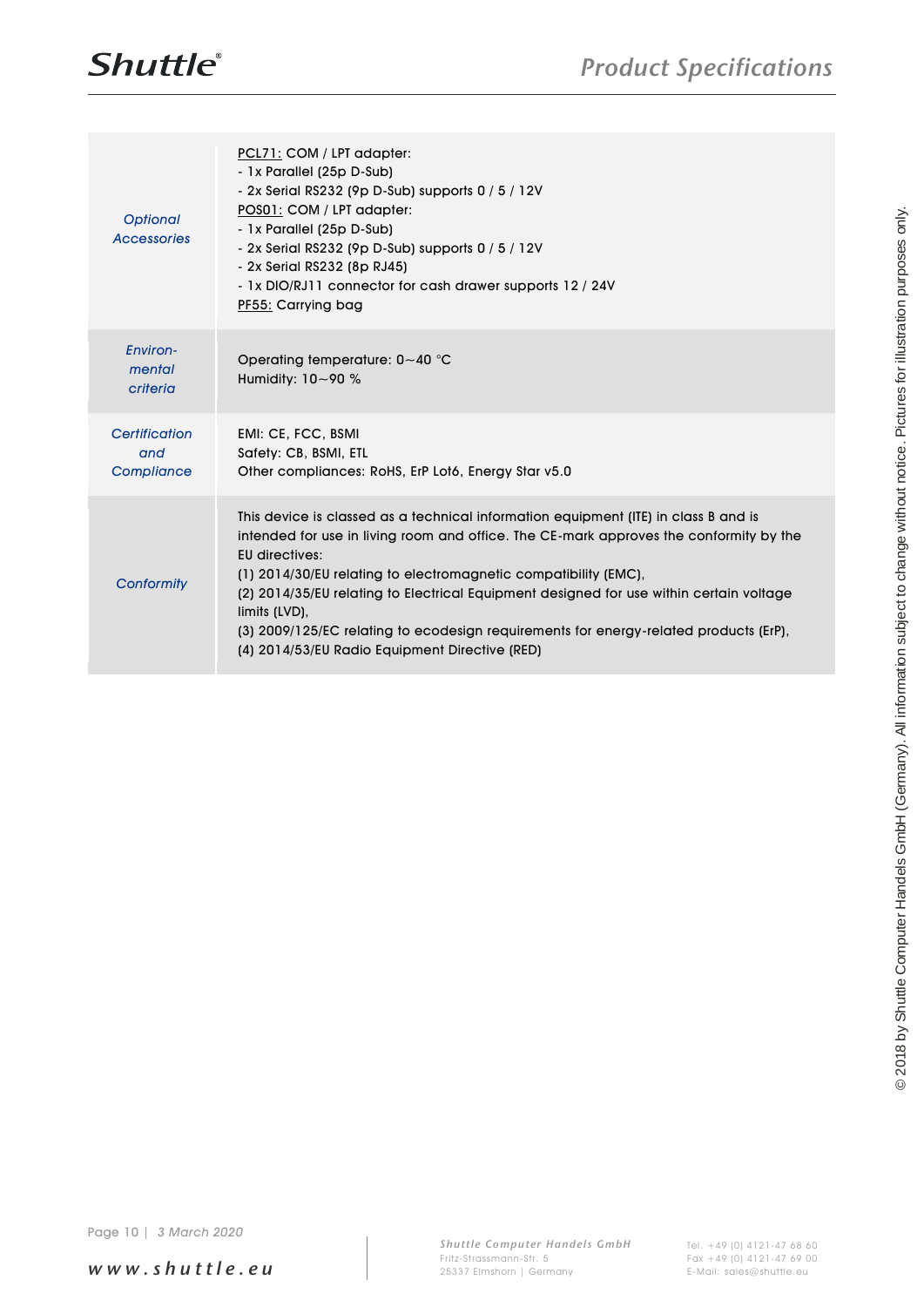| | |
|---|---|
| *Optional Accessories* | PCL71: COM / LPT adapter:<br>- 1x Parallel (25p D-Sub)<br>- 2x Serial RS232 (9p D-Sub) supports 0 / 5 / 12V<br>POS01: COM / LPT adapter:<br>- 1x Parallel (25p D-Sub)<br>- 2x Serial RS232 (9p D-Sub) supports 0 / 5 / 12V<br>- 2x Serial RS232 (8p RJ45)<br>- 1x DIO/RJ11 connector for cash drawer supports 12 / 24V<br>PF55: Carrying bag |
| *Environ-mental criteria* | Operating temperature: 0~40 °C<br>Humidity: 10~90 % |
| *Certification and Compliance* | EMI: CE, FCC, BSMI<br>Safety: CB, BSMI, ETL<br>Other compliances: RoHS, ErP Lot6, Energy Star v5.0 |
| *Conformity* | This device is classed as a technical information equipment (ITE) in class B and is intended for use in living room and office. The CE-mark approves the conformity by the EU directives:<br>(1) 2014/30/EU relating to electromagnetic compatibility (EMC),<br>(2) 2014/35/EU relating to Electrical Equipment designed for use within certain voltage limits (LVD),<br>(3) 2009/125/EC relating to ecodesign requirements for energy-related products (ErP),<br>(4) 2014/53/EU Radio Equipment Directive (RED) |

© 2018 by Shuttle Computer Handels GmbH (Germany). All information subject to change without notice. Pictures for illustration purposes only.

3 March 2020

www.shuttle.eu

Shuttle Computer Handels GmbH
Fritz-Strassmann-Str. 5
25337 Elmshorn | Germany

Tel. +49 (0) 4121-47 68 60
Fax +49 (0) 4121-47 69 00
E-Mail: sales@shuttle.eu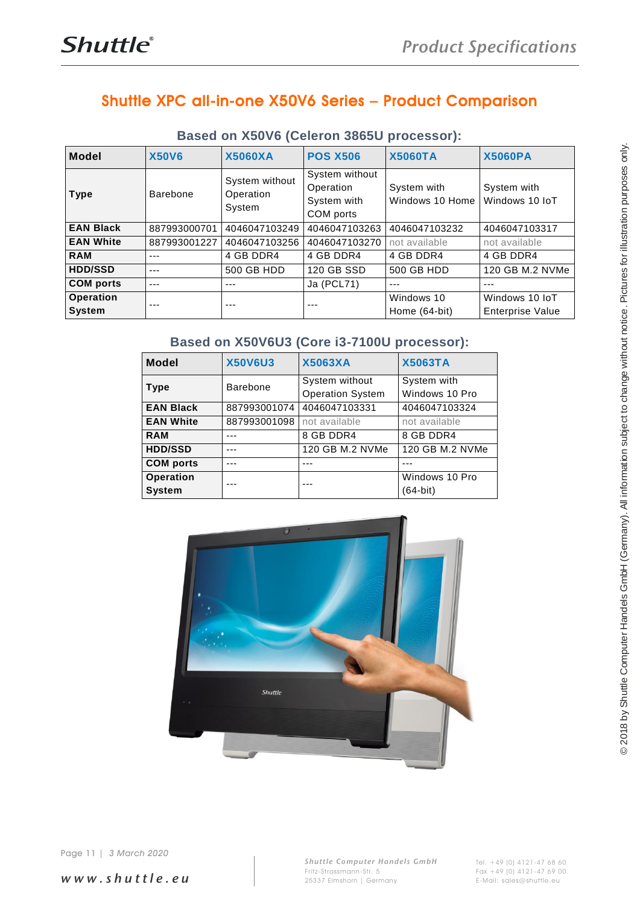# Shuttle XPC all-in-one X50V6 Series – Product Comparison

## Based on X50V6 (Celeron 3865U processor):

| Model | X50V6 | X5060XA | POS X506 | X5060TA | X5060PA |
|---|---|---|---|---|---|
| Type | Barebone | System without Operation System | System without Operation System with COM ports | System with Windows 10 Home | System with Windows 10 IoT |
| EAN Black | 887993000701 | 4046047103249 | 4046047103263 | 4046047103232 | 4046047103317 |
| EAN White | 887993001227 | 4046047103256 | 4046047103270 | not available | not available |
| RAM | --- | 4 GB DDR4 | 4 GB DDR4 | 4 GB DDR4 | 4 GB DDR4 |
| HDD/SSD | --- | 500 GB HDD | 120 GB SSD | 500 GB HDD | 120 GB M.2 NVMe |
| COM ports | --- | --- | Ja (PCL71) | --- | --- |
| Operation System | --- | --- | --- | Windows 10 Home (64-bit) | Windows 10 IoT Enterprise Value |

## Based on X50V6U3 (Core i3-7100U processor):

| Model | X50V6U3 | X5063XA | X5063TA |
|---|---|---|---|
| Type | Barebone | System without Operation System | System with Windows 10 Pro |
| EAN Black | 887993001074 | 4046047103331 | 4046047103324 |
| EAN White | 887993001098 | not available | not available |
| RAM | --- | 8 GB DDR4 | 8 GB DDR4 |
| HDD/SSD | --- | 120 GB M.2 NVMe | 120 GB M.2 NVMe |
| COM ports | --- | --- | --- |
| Operation System | --- | --- | Windows 10 Pro (64-bit) |

© 2018 by Shuttle Computer Handels GmbH (Germany). All information subject to change without notice. Pictures for illustration purposes only.

Page 11 | 3 March 2020

www.shuttle.eu

Shuttle Computer Handels GmbH
Fritz-Strassmann-Str. 5
25337 Elmshorn | Germany

Tel. +49 (0) 4121-47 68 60
Fax +49 (0) 4121-47 69 00
E-Mail: sales@shuttle.eu